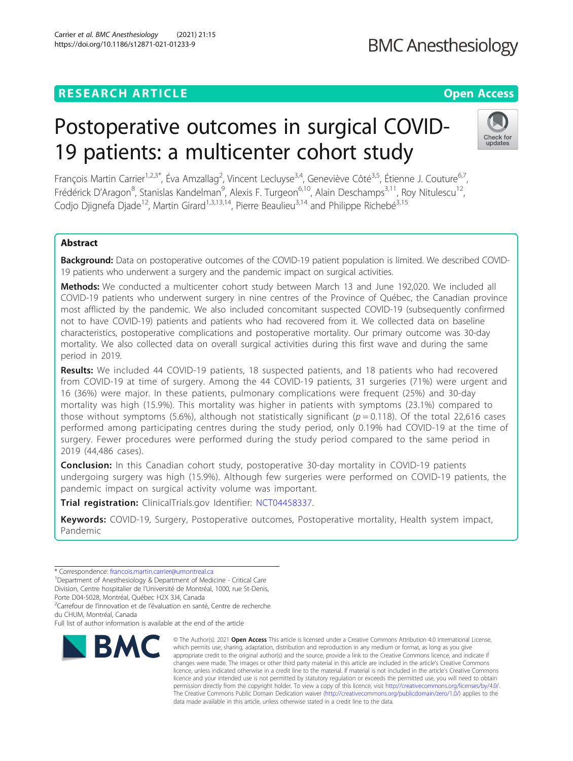RESEARCH ARTICLE

Open Access

# Postoperative outcomes in surgical COVID-19 patients: a multicenter cohort study

François Martin Carrier[1,2,3*], Éva Amzallag[2], Vincent Lecluyse[3,4], Geneviève Côté[3,5], Étienne J. Couture[6,7], Frédérick D'Aragon[8], Stanislas Kandelman[9], Alexis F. Turgeon[6,10], Alain Deschamps[3,11], Roy Nitulescu[12], Codjo Djignefa Djade[12], Martin Girard[1,3,13,14], Pierre Beaulieu[3,14] and Philippe Richebé[3,15]

## Abstract

**Background:** Data on postoperative outcomes of the COVID-19 patient population is limited. We described COVID-19 patients who underwent a surgery and the pandemic impact on surgical activities.

**Methods:** We conducted a multicenter cohort study between March 13 and June 192,020. We included all COVID-19 patients who underwent surgery in nine centres of the Province of Québec, the Canadian province most afflicted by the pandemic. We also included concomitant suspected COVID-19 (subsequently confirmed not to have COVID-19) patients and patients who had recovered from it. We collected data on baseline characteristics, postoperative complications and postoperative mortality. Our primary outcome was 30-day mortality. We also collected data on overall surgical activities during this first wave and during the same period in 2019.

**Results:** We included 44 COVID-19 patients, 18 suspected patients, and 18 patients who had recovered from COVID-19 at time of surgery. Among the 44 COVID-19 patients, 31 surgeries (71%) were urgent and 16 (36%) were major. In these patients, pulmonary complications were frequent (25%) and 30-day mortality was high (15.9%). This mortality was higher in patients with symptoms (23.1%) compared to those without symptoms (5.6%), although not statistically significant ($p = 0.118$). Of the total 22,616 cases performed among participating centres during the study period, only 0.19% had COVID-19 at the time of surgery. Fewer procedures were performed during the study period compared to the same period in 2019 (44,486 cases).

**Conclusion:** In this Canadian cohort study, postoperative 30-day mortality in COVID-19 patients undergoing surgery was high (15.9%). Although few surgeries were performed on COVID-19 patients, the pandemic impact on surgical activity volume was important.

**Trial registration:** ClinicalTrials.gov Identifier: NCT04458337.

**Keywords:** COVID-19, Surgery, Postoperative outcomes, Postoperative mortality, Health system impact, Pandemic

\* Correspondence: francois.martin.carrier@umontreal.ca

[1]Department of Anesthesiology & Department of Medicine - Critical Care Division, Centre hospitalier de l'Université de Montréal, 1000, rue St-Denis, Porte D04-5028, Montréal, Québec H2X 3J4, Canada

[2]Carrefour de l'innovation et de l'évaluation en santé, Centre de recherche du CHUM, Montréal, Canada

Full list of author information is available at the end of the article

© The Author(s). 2021 **Open Access** This article is licensed under a Creative Commons Attribution 4.0 International License, which permits use, sharing, adaptation, distribution and reproduction in any medium or format, as long as you give appropriate credit to the original author(s) and the source, provide a link to the Creative Commons licence, and indicate if changes were made. The images or other third party material in this article are included in the article's Creative Commons licence, unless indicated otherwise in a credit line to the material. If material is not included in the article's Creative Commons licence and your intended use is not permitted by statutory regulation or exceeds the permitted use, you will need to obtain permission directly from the copyright holder. To view a copy of this licence, visit http://creativecommons.org/licenses/by/4.0/. The Creative Commons Public Domain Dedication waiver (http://creativecommons.org/publicdomain/zero/1.0/) applies to the data made available in this article, unless otherwise stated in a credit line to the data.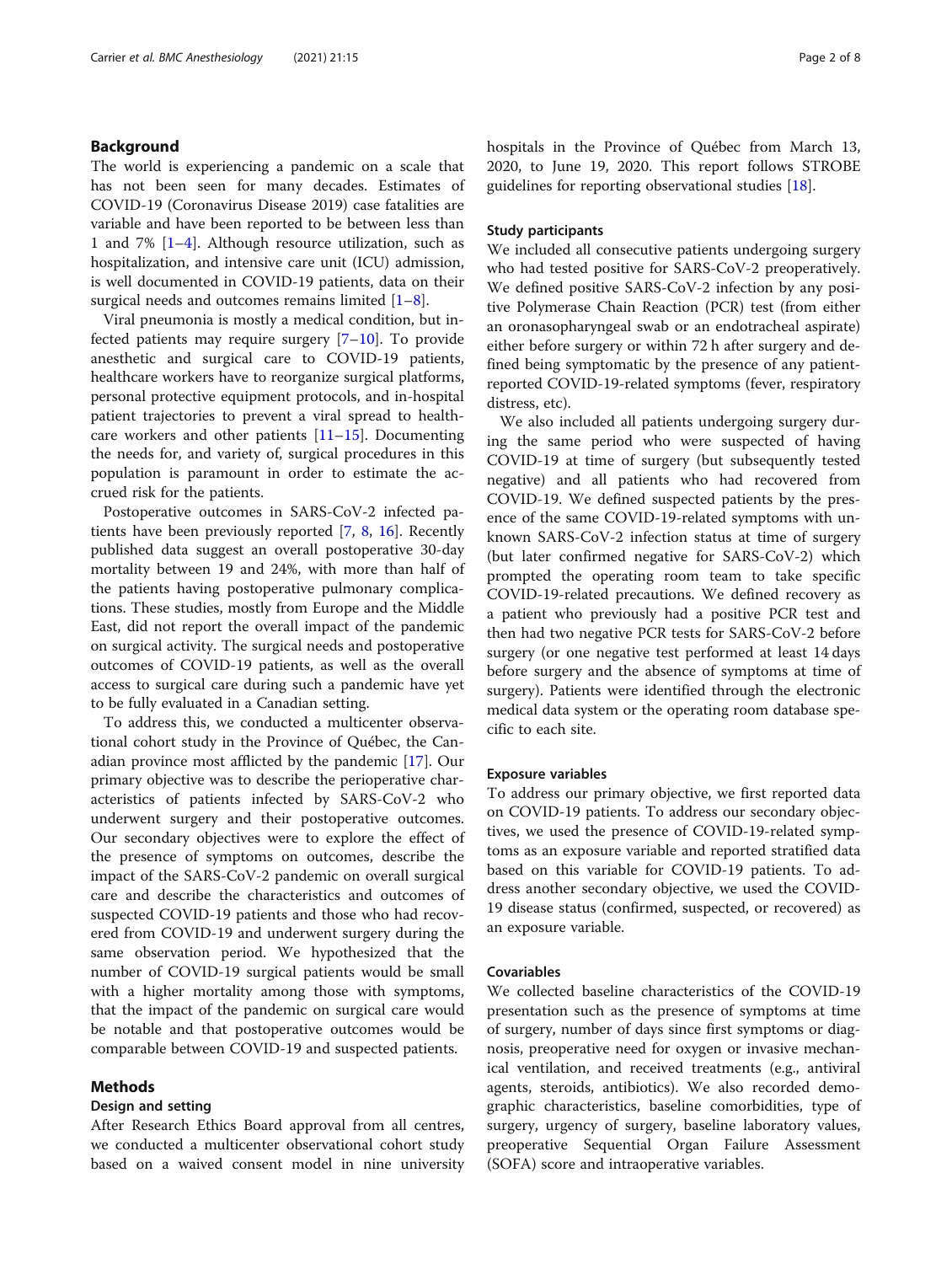## Background

The world is experiencing a pandemic on a scale that has not been seen for many decades. Estimates of COVID-19 (Coronavirus Disease 2019) case fatalities are variable and have been reported to be between less than 1 and 7% [1–4]. Although resource utilization, such as hospitalization, and intensive care unit (ICU) admission, is well documented in COVID-19 patients, data on their surgical needs and outcomes remains limited [1–8].

Viral pneumonia is mostly a medical condition, but infected patients may require surgery [7–10]. To provide anesthetic and surgical care to COVID-19 patients, healthcare workers have to reorganize surgical platforms, personal protective equipment protocols, and in-hospital patient trajectories to prevent a viral spread to healthcare workers and other patients [11–15]. Documenting the needs for, and variety of, surgical procedures in this population is paramount in order to estimate the accrued risk for the patients.

Postoperative outcomes in SARS-CoV-2 infected patients have been previously reported [7, 8, 16]. Recently published data suggest an overall postoperative 30-day mortality between 19 and 24%, with more than half of the patients having postoperative pulmonary complications. These studies, mostly from Europe and the Middle East, did not report the overall impact of the pandemic on surgical activity. The surgical needs and postoperative outcomes of COVID-19 patients, as well as the overall access to surgical care during such a pandemic have yet to be fully evaluated in a Canadian setting.

To address this, we conducted a multicenter observational cohort study in the Province of Québec, the Canadian province most afflicted by the pandemic [17]. Our primary objective was to describe the perioperative characteristics of patients infected by SARS-CoV-2 who underwent surgery and their postoperative outcomes. Our secondary objectives were to explore the effect of the presence of symptoms on outcomes, describe the impact of the SARS-CoV-2 pandemic on overall surgical care and describe the characteristics and outcomes of suspected COVID-19 patients and those who had recovered from COVID-19 and underwent surgery during the same observation period. We hypothesized that the number of COVID-19 surgical patients would be small with a higher mortality among those with symptoms, that the impact of the pandemic on surgical care would be notable and that postoperative outcomes would be comparable between COVID-19 and suspected patients.

## Methods

### Design and setting

After Research Ethics Board approval from all centres, we conducted a multicenter observational cohort study based on a waived consent model in nine university hospitals in the Province of Québec from March 13, 2020, to June 19, 2020. This report follows STROBE guidelines for reporting observational studies [18].

### Study participants

We included all consecutive patients undergoing surgery who had tested positive for SARS-CoV-2 preoperatively. We defined positive SARS-CoV-2 infection by any positive Polymerase Chain Reaction (PCR) test (from either an oronasopharyngeal swab or an endotracheal aspirate) either before surgery or within 72 h after surgery and defined being symptomatic by the presence of any patient-reported COVID-19-related symptoms (fever, respiratory distress, etc).

We also included all patients undergoing surgery during the same period who were suspected of having COVID-19 at time of surgery (but subsequently tested negative) and all patients who had recovered from COVID-19. We defined suspected patients by the presence of the same COVID-19-related symptoms with unknown SARS-CoV-2 infection status at time of surgery (but later confirmed negative for SARS-CoV-2) which prompted the operating room team to take specific COVID-19-related precautions. We defined recovery as a patient who previously had a positive PCR test and then had two negative PCR tests for SARS-CoV-2 before surgery (or one negative test performed at least 14 days before surgery and the absence of symptoms at time of surgery). Patients were identified through the electronic medical data system or the operating room database specific to each site.

### Exposure variables

To address our primary objective, we first reported data on COVID-19 patients. To address our secondary objectives, we used the presence of COVID-19-related symptoms as an exposure variable and reported stratified data based on this variable for COVID-19 patients. To address another secondary objective, we used the COVID-19 disease status (confirmed, suspected, or recovered) as an exposure variable.

### Covariables

We collected baseline characteristics of the COVID-19 presentation such as the presence of symptoms at time of surgery, number of days since first symptoms or diagnosis, preoperative need for oxygen or invasive mechanical ventilation, and received treatments (e.g., antiviral agents, steroids, antibiotics). We also recorded demographic characteristics, baseline comorbidities, type of surgery, urgency of surgery, baseline laboratory values, preoperative Sequential Organ Failure Assessment (SOFA) score and intraoperative variables.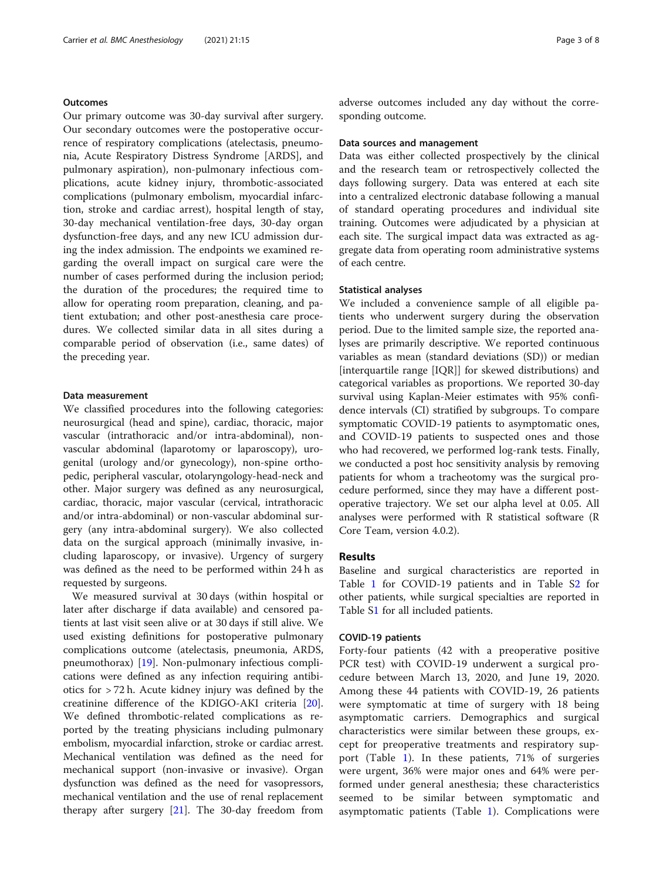### Outcomes

Our primary outcome was 30-day survival after surgery. Our secondary outcomes were the postoperative occurrence of respiratory complications (atelectasis, pneumonia, Acute Respiratory Distress Syndrome [ARDS], and pulmonary aspiration), non-pulmonary infectious complications, acute kidney injury, thrombotic-associated complications (pulmonary embolism, myocardial infarction, stroke and cardiac arrest), hospital length of stay, 30-day mechanical ventilation-free days, 30-day organ dysfunction-free days, and any new ICU admission during the index admission. The endpoints we examined regarding the overall impact on surgical care were the number of cases performed during the inclusion period; the duration of the procedures; the required time to allow for operating room preparation, cleaning, and patient extubation; and other post-anesthesia care procedures. We collected similar data in all sites during a comparable period of observation (i.e., same dates) of the preceding year.

### Data measurement

We classified procedures into the following categories: neurosurgical (head and spine), cardiac, thoracic, major vascular (intrathoracic and/or intra-abdominal), non-vascular abdominal (laparotomy or laparoscopy), urogenital (urology and/or gynecology), non-spine orthopedic, peripheral vascular, otolaryngology-head-neck and other. Major surgery was defined as any neurosurgical, cardiac, thoracic, major vascular (cervical, intrathoracic and/or intra-abdominal) or non-vascular abdominal surgery (any intra-abdominal surgery). We also collected data on the surgical approach (minimally invasive, including laparoscopy, or invasive). Urgency of surgery was defined as the need to be performed within 24 h as requested by surgeons.

We measured survival at 30 days (within hospital or later after discharge if data available) and censored patients at last visit seen alive or at 30 days if still alive. We used existing definitions for postoperative pulmonary complications outcome (atelectasis, pneumonia, ARDS, pneumothorax) [19]. Non-pulmonary infectious complications were defined as any infection requiring antibiotics for > 72 h. Acute kidney injury was defined by the creatinine difference of the KDIGO-AKI criteria [20]. We defined thrombotic-related complications as reported by the treating physicians including pulmonary embolism, myocardial infarction, stroke or cardiac arrest. Mechanical ventilation was defined as the need for mechanical support (non-invasive or invasive). Organ dysfunction was defined as the need for vasopressors, mechanical ventilation and the use of renal replacement therapy after surgery [21]. The 30-day freedom from adverse outcomes included any day without the corresponding outcome.

### Data sources and management

Data was either collected prospectively by the clinical and the research team or retrospectively collected the days following surgery. Data was entered at each site into a centralized electronic database following a manual of standard operating procedures and individual site training. Outcomes were adjudicated by a physician at each site. The surgical impact data was extracted as aggregate data from operating room administrative systems of each centre.

### Statistical analyses

We included a convenience sample of all eligible patients who underwent surgery during the observation period. Due to the limited sample size, the reported analyses are primarily descriptive. We reported continuous variables as mean (standard deviations (SD)) or median [interquartile range [IQR]] for skewed distributions) and categorical variables as proportions. We reported 30-day survival using Kaplan-Meier estimates with 95% confidence intervals (CI) stratified by subgroups. To compare symptomatic COVID-19 patients to asymptomatic ones, and COVID-19 patients to suspected ones and those who had recovered, we performed log-rank tests. Finally, we conducted a post hoc sensitivity analysis by removing patients for whom a tracheotomy was the surgical procedure performed, since they may have a different postoperative trajectory. We set our alpha level at 0.05. All analyses were performed with R statistical software (R Core Team, version 4.0.2).

## Results

Baseline and surgical characteristics are reported in Table 1 for COVID-19 patients and in Table S2 for other patients, while surgical specialties are reported in Table S1 for all included patients.

### COVID-19 patients

Forty-four patients (42 with a preoperative positive PCR test) with COVID-19 underwent a surgical procedure between March 13, 2020, and June 19, 2020. Among these 44 patients with COVID-19, 26 patients were symptomatic at time of surgery with 18 being asymptomatic carriers. Demographics and surgical characteristics were similar between these groups, except for preoperative treatments and respiratory support (Table 1). In these patients, 71% of surgeries were urgent, 36% were major ones and 64% were performed under general anesthesia; these characteristics seemed to be similar between symptomatic and asymptomatic patients (Table 1). Complications were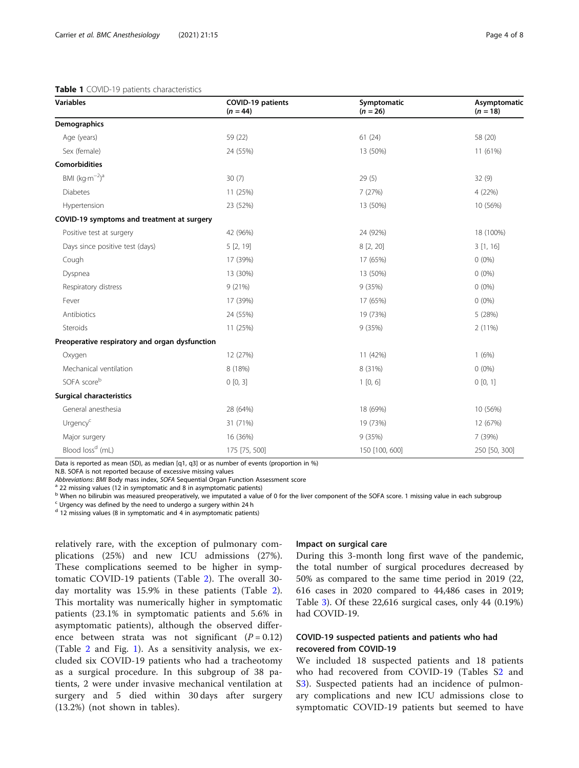**Table 1** COVID-19 patients characteristics

| Variables | COVID-19 patients (n = 44) | Symptomatic (n = 26) | Asymptomatic (n = 18) |
|---|---|---|---|
| **Demographics** | | | |
| Age (years) | 59 (22) | 61 (24) | 58 (20) |
| Sex (female) | 24 (55%) | 13 (50%) | 11 (61%) |
| **Comorbidities** | | | |
| BMI (kg·m$^{-2}$)[a] | 30 (7) | 29 (5) | 32 (9) |
| Diabetes | 11 (25%) | 7 (27%) | 4 (22%) |
| Hypertension | 23 (52%) | 13 (50%) | 10 (56%) |
| **COVID-19 symptoms and treatment at surgery** | | | |
| Positive test at surgery | 42 (96%) | 24 (92%) | 18 (100%) |
| Days since positive test (days) | 5 [2, 19] | 8 [2, 20] | 3 [1, 16] |
| Cough | 17 (39%) | 17 (65%) | 0 (0%) |
| Dyspnea | 13 (30%) | 13 (50%) | 0 (0%) |
| Respiratory distress | 9 (21%) | 9 (35%) | 0 (0%) |
| Fever | 17 (39%) | 17 (65%) | 0 (0%) |
| Antibiotics | 24 (55%) | 19 (73%) | 5 (28%) |
| Steroids | 11 (25%) | 9 (35%) | 2 (11%) |
| **Preoperative respiratory and organ dysfunction** | | | |
| Oxygen | 12 (27%) | 11 (42%) | 1 (6%) |
| Mechanical ventilation | 8 (18%) | 8 (31%) | 0 (0%) |
| SOFA score[b] | 0 [0, 3] | 1 [0, 6] | 0 [0, 1] |
| **Surgical characteristics** | | | |
| General anesthesia | 28 (64%) | 18 (69%) | 10 (56%) |
| Urgency[c] | 31 (71%) | 19 (73%) | 12 (67%) |
| Major surgery | 16 (36%) | 9 (35%) | 7 (39%) |
| Blood loss[d] (mL) | 175 [75, 500] | 150 [100, 600] | 250 [50, 300] |

Data is reported as mean (SD), as median [q1, q3] or as number of events (proportion in %)

N.B. SOFA is not reported because of excessive missing values

*Abbreviations*: *BMI* Body mass index, *SOFA* Sequential Organ Function Assessment score

[a] 22 missing values (12 in symptomatic and 8 in asymptomatic patients)

[b] When no bilirubin was measured preoperatively, we imputated a value of 0 for the liver component of the SOFA score. 1 missing value in each subgroup

[c] Urgency was defined by the need to undergo a surgery within 24 h

[d] 12 missing values (8 in symptomatic and 4 in asymptomatic patients)

relatively rare, with the exception of pulmonary complications (25%) and new ICU admissions (27%). These complications seemed to be higher in symptomatic COVID-19 patients (Table 2). The overall 30-day mortality was 15.9% in these patients (Table 2). This mortality was numerically higher in symptomatic patients (23.1% in symptomatic patients and 5.6% in asymptomatic patients), although the observed difference between strata was not significant ($P = 0.12$) (Table 2 and Fig. 1). As a sensitivity analysis, we excluded six COVID-19 patients who had a tracheotomy as a surgical procedure. In this subgroup of 38 patients, 2 were under invasive mechanical ventilation at surgery and 5 died within 30 days after surgery (13.2%) (not shown in tables).

### Impact on surgical care

During this 3-month long first wave of the pandemic, the total number of surgical procedures decreased by 50% as compared to the same time period in 2019 (22,616 cases in 2020 compared to 44,486 cases in 2019; Table 3). Of these 22,616 surgical cases, only 44 (0.19%) had COVID-19.

## COVID-19 suspected patients and patients who had recovered from COVID-19

We included 18 suspected patients and 18 patients who had recovered from COVID-19 (Tables S2 and S3). Suspected patients had an incidence of pulmonary complications and new ICU admissions close to symptomatic COVID-19 patients but seemed to have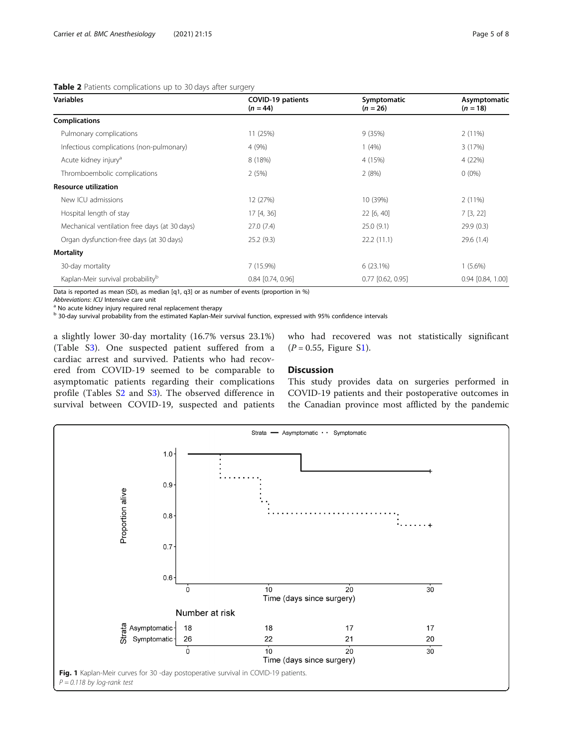**Table 2** Patients complications up to 30 days after surgery

| Variables | COVID-19 patients (n = 44) | Symptomatic (n = 26) | Asymptomatic (n = 18) |
|---|---|---|---|
| **Complications** | | | |
| Pulmonary complications | 11 (25%) | 9 (35%) | 2 (11%) |
| Infectious complications (non-pulmonary) | 4 (9%) | 1 (4%) | 3 (17%) |
| Acute kidney injury[a] | 8 (18%) | 4 (15%) | 4 (22%) |
| Thromboembolic complications | 2 (5%) | 2 (8%) | 0 (0%) |
| **Resource utilization** | | | |
| New ICU admissions | 12 (27%) | 10 (39%) | 2 (11%) |
| Hospital length of stay | 17 [4, 36] | 22 [6, 40] | 7 [3, 22] |
| Mechanical ventilation free days (at 30 days) | 27.0 (7.4) | 25.0 (9.1) | 29.9 (0.3) |
| Organ dysfunction-free days (at 30 days) | 25.2 (9.3) | 22.2 (11.1) | 29.6 (1.4) |
| **Mortality** | | | |
| 30-day mortality | 7 (15.9%) | 6 (23.1%) | 1 (5.6%) |
| Kaplan-Meir survival probability[b] | 0.84 [0.74, 0.96] | 0.77 [0.62, 0.95] | 0.94 [0.84, 1.00] |

Data is reported as mean (SD), as median [q1, q3] or as number of events (proportion in %)

*Abbreviations*: *ICU* Intensive care unit

[a] No acute kidney injury required renal replacement therapy

[b] 30-day survival probability from the estimated Kaplan-Meir survival function, expressed with 95% confidence intervals

a slightly lower 30-day mortality (16.7% versus 23.1%) (Table S3). One suspected patient suffered from a cardiac arrest and survived. Patients who had recovered from COVID-19 seemed to be comparable to asymptomatic patients regarding their complications profile (Tables S2 and S3). The observed difference in survival between COVID-19, suspected and patients who had recovered was not statistically significant ($P = 0.55$, Figure S1).

## Discussion

This study provides data on surgeries performed in COVID-19 patients and their postoperative outcomes in the Canadian province most afflicted by the pandemic

**Fig. 1** Kaplan-Meir curves for 30 -day postoperative survival in COVID-19 patients.
*$P = 0.118$ by log-rank test*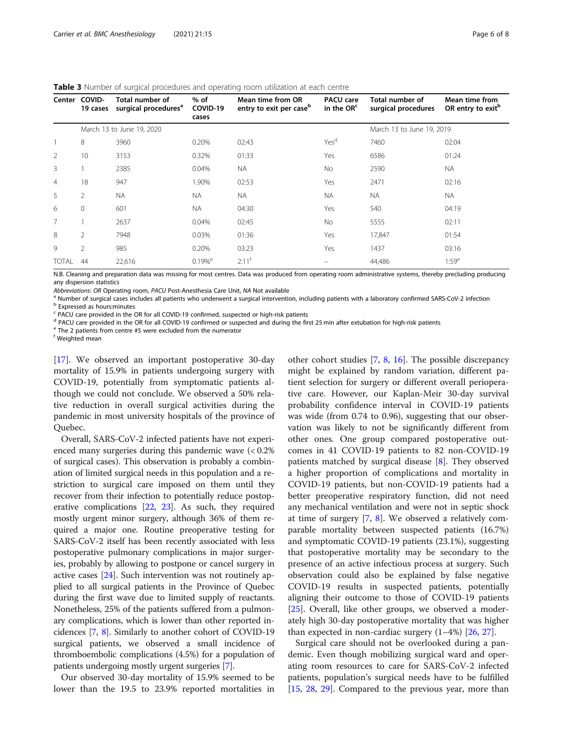**Table 3** Number of surgical procedures and operating room utilization at each centre

| Center | COVID-19 cases | Total number of surgical procedures[a] | % of COVID-19 cases | Mean time from OR entry to exit per case[b] | PACU care in the OR[c] | Total number of surgical procedures | Mean time from OR entry to exit[b] |
|---|---|---|---|---|---|---|---|
| | March 13 to June 19, 2020 | | | | | March 13 to June 19, 2019 | |
| 1 | 8 | 3960 | 0.20% | 02:43 | Yes[d] | 7460 | 02:04 |
| 2 | 10 | 3153 | 0.32% | 01:33 | Yes | 6586 | 01:24 |
| 3 | 1 | 2385 | 0.04% | NA | No | 2590 | NA |
| 4 | 18 | 947 | 1.90% | 02:53 | Yes | 2471 | 02:16 |
| 5 | 2 | NA | NA | NA | NA | NA | NA |
| 6 | 0 | 601 | NA | 04:30 | Yes | 540 | 04:19 |
| 7 | 1 | 2637 | 0.04% | 02:45 | No | 5555 | 02:11 |
| 8 | 2 | 7948 | 0.03% | 01:36 | Yes | 17,847 | 01:54 |
| 9 | 2 | 985 | 0.20% | 03:23 | Yes | 1437 | 03:16 |
| TOTAL | 44 | 22,616 | 0.19%[e] | 2:11[f] | – | 44,486 | 1:59[e] |

N.B. Cleaning and preparation data was missing for most centres. Data was produced from operating room administrative systems, thereby precluding producing any dispersion statistics

*Abbreviations*: *OR* Operating room, *PACU* Post-Anesthesia Care Unit, *NA* Not available

[a] Number of surgical cases includes all patients who underwent a surgical intervention, including patients with a laboratory confirmed SARS-CoV-2 infection

[b] Expressed as hours:minutes

[c] PACU care provided in the OR for all COVID-19 confirmed, suspected or high-risk patients

[d] PACU care provided in the OR for all COVID-19 confirmed or suspected and during the first 25 min after extubation for high-risk patients

[e] The 2 patients from centre #5 were excluded from the numerator

[f] Weighted mean

[17]. We observed an important postoperative 30-day mortality of 15.9% in patients undergoing surgery with COVID-19, potentially from symptomatic patients although we could not conclude. We observed a 50% relative reduction in overall surgical activities during the pandemic in most university hospitals of the province of Quebec.

Overall, SARS-CoV-2 infected patients have not experienced many surgeries during this pandemic wave (< 0.2% of surgical cases). This observation is probably a combination of limited surgical needs in this population and a restriction to surgical care imposed on them until they recover from their infection to potentially reduce postoperative complications [22, 23]. As such, they required mostly urgent minor surgery, although 36% of them required a major one. Routine preoperative testing for SARS-CoV-2 itself has been recently associated with less postoperative pulmonary complications in major surgeries, probably by allowing to postpone or cancel surgery in active cases [24]. Such intervention was not routinely applied to all surgical patients in the Province of Quebec during the first wave due to limited supply of reactants. Nonetheless, 25% of the patients suffered from a pulmonary complications, which is lower than other reported incidences [7, 8]. Similarly to another cohort of COVID-19 surgical patients, we observed a small incidence of thromboembolic complications (4.5%) for a population of patients undergoing mostly urgent surgeries [7].

Our observed 30-day mortality of 15.9% seemed to be lower than the 19.5 to 23.9% reported mortalities in other cohort studies [7, 8, 16]. The possible discrepancy might be explained by random variation, different patient selection for surgery or different overall perioperative care. However, our Kaplan-Meir 30-day survival probability confidence interval in COVID-19 patients was wide (from 0.74 to 0.96), suggesting that our observation was likely to not be significantly different from other ones. One group compared postoperative outcomes in 41 COVID-19 patients to 82 non-COVID-19 patients matched by surgical disease [8]. They observed a higher proportion of complications and mortality in COVID-19 patients, but non-COVID-19 patients had a better preoperative respiratory function, did not need any mechanical ventilation and were not in septic shock at time of surgery [7, 8]. We observed a relatively comparable mortality between suspected patients (16.7%) and symptomatic COVID-19 patients (23.1%), suggesting that postoperative mortality may be secondary to the presence of an active infectious process at surgery. Such observation could also be explained by false negative COVID-19 results in suspected patients, potentially aligning their outcome to those of COVID-19 patients [25]. Overall, like other groups, we observed a moderately high 30-day postoperative mortality that was higher than expected in non-cardiac surgery (1–4%) [26, 27].

Surgical care should not be overlooked during a pandemic. Even though mobilizing surgical ward and operating room resources to care for SARS-CoV-2 infected patients, population's surgical needs have to be fulfilled [15, 28, 29]. Compared to the previous year, more than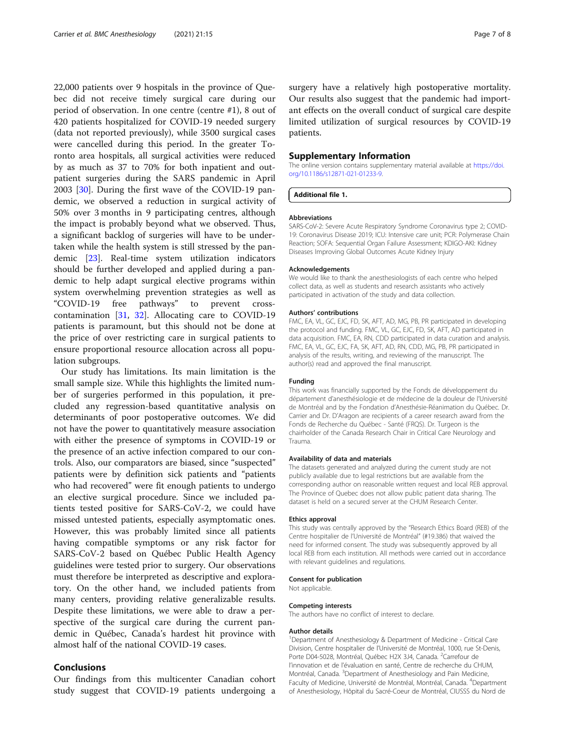22,000 patients over 9 hospitals in the province of Quebec did not receive timely surgical care during our period of observation. In one centre (centre #1), 8 out of 420 patients hospitalized for COVID-19 needed surgery (data not reported previously), while 3500 surgical cases were cancelled during this period. In the greater Toronto area hospitals, all surgical activities were reduced by as much as 37 to 70% for both inpatient and outpatient surgeries during the SARS pandemic in April 2003 [30]. During the first wave of the COVID-19 pandemic, we observed a reduction in surgical activity of 50% over 3 months in 9 participating centres, although the impact is probably beyond what we observed. Thus, a significant backlog of surgeries will have to be undertaken while the health system is still stressed by the pandemic [23]. Real-time system utilization indicators should be further developed and applied during a pandemic to help adapt surgical elective programs within system overwhelming prevention strategies as well as "COVID-19 free pathways" to prevent cross-contamination [31, 32]. Allocating care to COVID-19 patients is paramount, but this should not be done at the price of over restricting care in surgical patients to ensure proportional resource allocation across all population subgroups.

Our study has limitations. Its main limitation is the small sample size. While this highlights the limited number of surgeries performed in this population, it precluded any regression-based quantitative analysis on determinants of poor postoperative outcomes. We did not have the power to quantitatively measure association with either the presence of symptoms in COVID-19 or the presence of an active infection compared to our controls. Also, our comparators are biased, since "suspected" patients were by definition sick patients and "patients who had recovered" were fit enough patients to undergo an elective surgical procedure. Since we included patients tested positive for SARS-CoV-2, we could have missed untested patients, especially asymptomatic ones. However, this was probably limited since all patients having compatible symptoms or any risk factor for SARS-CoV-2 based on Québec Public Health Agency guidelines were tested prior to surgery. Our observations must therefore be interpreted as descriptive and exploratory. On the other hand, we included patients from many centers, providing relative generalizable results. Despite these limitations, we were able to draw a perspective of the surgical care during the current pandemic in Québec, Canada's hardest hit province with almost half of the national COVID-19 cases.

## Conclusions

Our findings from this multicenter Canadian cohort study suggest that COVID-19 patients undergoing a surgery have a relatively high postoperative mortality. Our results also suggest that the pandemic had important effects on the overall conduct of surgical care despite limited utilization of surgical resources by COVID-19 patients.

## Supplementary Information

The online version contains supplementary material available at https://doi.org/10.1186/s12871-021-01233-9.

**Additional file 1.**

### Abbreviations

SARS-CoV-2: Severe Acute Respiratory Syndrome Coronavirus type 2; COVID-19: Coronavirus Disease 2019; ICU: Intensive care unit; PCR: Polymerase Chain Reaction; SOFA: Sequential Organ Failure Assessment; KDIGO-AKI: Kidney Diseases Improving Global Outcomes Acute Kidney Injury

### Acknowledgements

We would like to thank the anesthesiologists of each centre who helped collect data, as well as students and research assistants who actively participated in activation of the study and data collection.

### Authors' contributions

FMC, EA, VL, GC, EJC, FD, SK, AFT, AD, MG, PB, PR participated in developing the protocol and funding. FMC, VL, GC, EJC, FD, SK, AFT, AD participated in data acquisition. FMC, EA, RN, CDD participated in data curation and analysis. FMC, EA, VL, GC, EJC, FA, SK, AFT, AD, RN, CDD, MG, PB, PR participated in analysis of the results, writing, and reviewing of the manuscript. The author(s) read and approved the final manuscript.

### Funding

This work was financially supported by the Fonds de développement du département d'anesthésiologie et de médecine de la douleur de l'Université de Montréal and by the Fondation d'Anesthésie-Réanimation du Québec. Dr. Carrier and Dr. D'Aragon are recipients of a career research award from the Fonds de Recherche du Québec - Santé (FRQS). Dr. Turgeon is the chairholder of the Canada Research Chair in Critical Care Neurology and Trauma.

### Availability of data and materials

The datasets generated and analyzed during the current study are not publicly available due to legal restrictions but are available from the corresponding author on reasonable written request and local REB approval. The Province of Quebec does not allow public patient data sharing. The dataset is held on a secured server at the CHUM Research Center.

### Ethics approval

This study was centrally approved by the "Research Ethics Board (REB) of the Centre hospitalier de l'Université de Montréal" (#19.386) that waived the need for informed consent. The study was subsequently approved by all local REB from each institution. All methods were carried out in accordance with relevant guidelines and regulations.

### Consent for publication

Not applicable.

### Competing interests

The authors have no conflict of interest to declare.

### Author details

[1]Department of Anesthesiology & Department of Medicine - Critical Care Division, Centre hospitalier de l'Université de Montréal, 1000, rue St-Denis, Porte D04-5028, Montréal, Québec H2X 3J4, Canada. [2]Carrefour de l'innovation et de l'évaluation en santé, Centre de recherche du CHUM, Montréal, Canada. [3]Department of Anesthesiology and Pain Medicine, Faculty of Medicine, Université de Montréal, Montréal, Canada. [4]Department of Anesthesiology, Hôpital du Sacré-Coeur de Montréal, CIUSSS du Nord de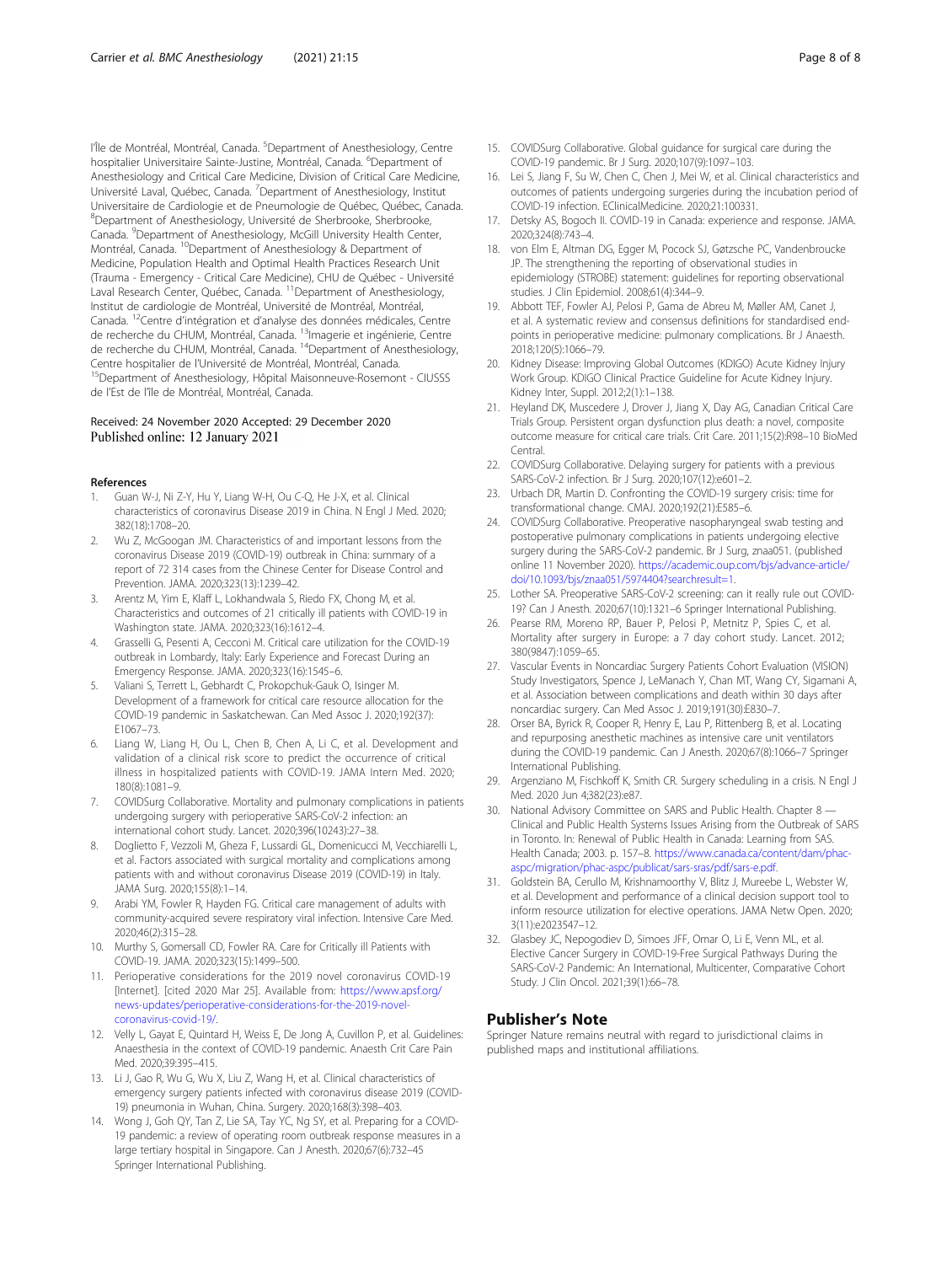l'Île de Montréal, Montréal, Canada. [5]Department of Anesthesiology, Centre hospitalier Universitaire Sainte-Justine, Montréal, Canada. [6]Department of Anesthesiology and Critical Care Medicine, Division of Critical Care Medicine, Université Laval, Québec, Canada. [7]Department of Anesthesiology, Institut Universitaire de Cardiologie et de Pneumologie de Québec, Québec, Canada. [8]Department of Anesthesiology, Université de Sherbrooke, Sherbrooke, Canada. [9]Department of Anesthesiology, McGill University Health Center, Montréal, Canada. [10]Department of Anesthesiology & Department of Medicine, Population Health and Optimal Health Practices Research Unit (Trauma - Emergency - Critical Care Medicine), CHU de Québec - Université Laval Research Center, Québec, Canada. [11]Department of Anesthesiology, Institut de cardiologie de Montréal, Université de Montréal, Montréal, Canada. [12]Centre d'intégration et d'analyse des données médicales, Centre de recherche du CHUM, Montréal, Canada. [13]Imagerie et ingénierie, Centre de recherche du CHUM, Montréal, Canada. [14]Department of Anesthesiology, Centre hospitalier de l'Université de Montréal, Montréal, Canada. [15]Department of Anesthesiology, Hôpital Maisonneuve-Rosemont - CIUSSS de l'Est de l'Île de Montréal, Montréal, Canada.

Received: 24 November 2020 Accepted: 29 December 2020
Published online: 12 January 2021

## References

1. Guan W-J, Ni Z-Y, Hu Y, Liang W-H, Ou C-Q, He J-X, et al. Clinical characteristics of coronavirus Disease 2019 in China. N Engl J Med. 2020; 382(18):1708–20.
2. Wu Z, McGoogan JM. Characteristics of and important lessons from the coronavirus Disease 2019 (COVID-19) outbreak in China: summary of a report of 72 314 cases from the Chinese Center for Disease Control and Prevention. JAMA. 2020;323(13):1239–42.
3. Arentz M, Yim E, Klaff L, Lokhandwala S, Riedo FX, Chong M, et al. Characteristics and outcomes of 21 critically ill patients with COVID-19 in Washington state. JAMA. 2020;323(16):1612–4.
4. Grasselli G, Pesenti A, Cecconi M. Critical care utilization for the COVID-19 outbreak in Lombardy, Italy: Early Experience and Forecast During an Emergency Response. JAMA. 2020;323(16):1545–6.
5. Valiani S, Terrett L, Gebhardt C, Prokopchuk-Gauk O, Isinger M. Development of a framework for critical care resource allocation for the COVID-19 pandemic in Saskatchewan. Can Med Assoc J. 2020;192(37): E1067–73.
6. Liang W, Liang H, Ou L, Chen B, Chen A, Li C, et al. Development and validation of a clinical risk score to predict the occurrence of critical illness in hospitalized patients with COVID-19. JAMA Intern Med. 2020; 180(8):1081–9.
7. COVIDSurg Collaborative. Mortality and pulmonary complications in patients undergoing surgery with perioperative SARS-CoV-2 infection: an international cohort study. Lancet. 2020;396(10243):27–38.
8. Doglietto F, Vezzoli M, Gheza F, Lussardi GL, Domenicucci M, Vecchiarelli L, et al. Factors associated with surgical mortality and complications among patients with and without coronavirus Disease 2019 (COVID-19) in Italy. JAMA Surg. 2020;155(8):1–14.
9. Arabi YM, Fowler R, Hayden FG. Critical care management of adults with community-acquired severe respiratory viral infection. Intensive Care Med. 2020;46(2):315–28.
10. Murthy S, Gomersall CD, Fowler RA. Care for Critically ill Patients with COVID-19. JAMA. 2020;323(15):1499–500.
11. Perioperative considerations for the 2019 novel coronavirus COVID-19 [Internet]. [cited 2020 Mar 25]. Available from: https://www.apsf.org/news-updates/perioperative-considerations-for-the-2019-novel-coronavirus-covid-19/.
12. Velly L, Gayat E, Quintard H, Weiss E, De Jong A, Cuvillon P, et al. Guidelines: Anaesthesia in the context of COVID-19 pandemic. Anaesth Crit Care Pain Med. 2020;39:395–415.
13. Li J, Gao R, Wu G, Wu X, Liu Z, Wang H, et al. Clinical characteristics of emergency surgery patients infected with coronavirus disease 2019 (COVID-19) pneumonia in Wuhan, China. Surgery. 2020;168(3):398–403.
14. Wong J, Goh QY, Tan Z, Lie SA, Tay YC, Ng SY, et al. Preparing for a COVID-19 pandemic: a review of operating room outbreak response measures in a large tertiary hospital in Singapore. Can J Anesth. 2020;67(6):732–45 Springer International Publishing.
15. COVIDSurg Collaborative. Global guidance for surgical care during the COVID-19 pandemic. Br J Surg. 2020;107(9):1097–103.
16. Lei S, Jiang F, Su W, Chen C, Chen J, Mei W, et al. Clinical characteristics and outcomes of patients undergoing surgeries during the incubation period of COVID-19 infection. EClinicalMedicine. 2020;21:100331.
17. Detsky AS, Bogoch II. COVID-19 in Canada: experience and response. JAMA. 2020;324(8):743–4.
18. von Elm E, Altman DG, Egger M, Pocock SJ, Gøtzsche PC, Vandenbroucke JP. The strengthening the reporting of observational studies in epidemiology (STROBE) statement: guidelines for reporting observational studies. J Clin Epidemiol. 2008;61(4):344–9.
19. Abbott TEF, Fowler AJ, Pelosi P, Gama de Abreu M, Møller AM, Canet J, et al. A systematic review and consensus definitions for standardised end-points in perioperative medicine: pulmonary complications. Br J Anaesth. 2018;120(5):1066–79.
20. Kidney Disease: Improving Global Outcomes (KDIGO) Acute Kidney Injury Work Group. KDIGO Clinical Practice Guideline for Acute Kidney Injury. Kidney Inter, Suppl. 2012;2(1):1–138.
21. Heyland DK, Muscedere J, Drover J, Jiang X, Day AG, Canadian Critical Care Trials Group. Persistent organ dysfunction plus death: a novel, composite outcome measure for critical care trials. Crit Care. 2011;15(2):R98–10 BioMed Central.
22. COVIDSurg Collaborative. Delaying surgery for patients with a previous SARS-CoV-2 infection. Br J Surg. 2020;107(12):e601–2.
23. Urbach DR, Martin D. Confronting the COVID-19 surgery crisis: time for transformational change. CMAJ. 2020;192(21):E585–6.
24. COVIDSurg Collaborative. Preoperative nasopharyngeal swab testing and postoperative pulmonary complications in patients undergoing elective surgery during the SARS-CoV-2 pandemic. Br J Surg, znaa051. (published online 11 November 2020). https://academic.oup.com/bjs/advance-article/doi/10.1093/bjs/znaa051/5974404?searchresult=1.
25. Lother SA. Preoperative SARS-CoV-2 screening: can it really rule out COVID-19? Can J Anesth. 2020;67(10):1321–6 Springer International Publishing.
26. Pearse RM, Moreno RP, Bauer P, Pelosi P, Metnitz P, Spies C, et al. Mortality after surgery in Europe: a 7 day cohort study. Lancet. 2012; 380(9847):1059–65.
27. Vascular Events in Noncardiac Surgery Patients Cohort Evaluation (VISION) Study Investigators, Spence J, LeManach Y, Chan MT, Wang CY, Sigamani A, et al. Association between complications and death within 30 days after noncardiac surgery. Can Med Assoc J. 2019;191(30):E830–7.
28. Orser BA, Byrick R, Cooper R, Henry E, Lau P, Rittenberg B, et al. Locating and repurposing anesthetic machines as intensive care unit ventilators during the COVID-19 pandemic. Can J Anesth. 2020;67(8):1066–7 Springer International Publishing.
29. Argenziano M, Fischkoff K, Smith CR. Surgery scheduling in a crisis. N Engl J Med. 2020 Jun 4;382(23):e87.
30. National Advisory Committee on SARS and Public Health. Chapter 8 — Clinical and Public Health Systems Issues Arising from the Outbreak of SARS in Toronto. In: Renewal of Public Health in Canada: Learning from SAS. Health Canada; 2003. p. 157–8. https://www.canada.ca/content/dam/phac-aspc/migration/phac-aspc/publicat/sars-sras/pdf/sars-e.pdf.
31. Goldstein BA, Cerullo M, Krishnamoorthy V, Blitz J, Mureebe L, Webster W, et al. Development and performance of a clinical decision support tool to inform resource utilization for elective operations. JAMA Netw Open. 2020; 3(11):e2023547–12.
32. Glasbey JC, Nepogodiev D, Simoes JFF, Omar O, Li E, Venn ML, et al. Elective Cancer Surgery in COVID-19-Free Surgical Pathways During the SARS-CoV-2 Pandemic: An International, Multicenter, Comparative Cohort Study. J Clin Oncol. 2021;39(1):66–78.

## Publisher's Note

Springer Nature remains neutral with regard to jurisdictional claims in published maps and institutional affiliations.